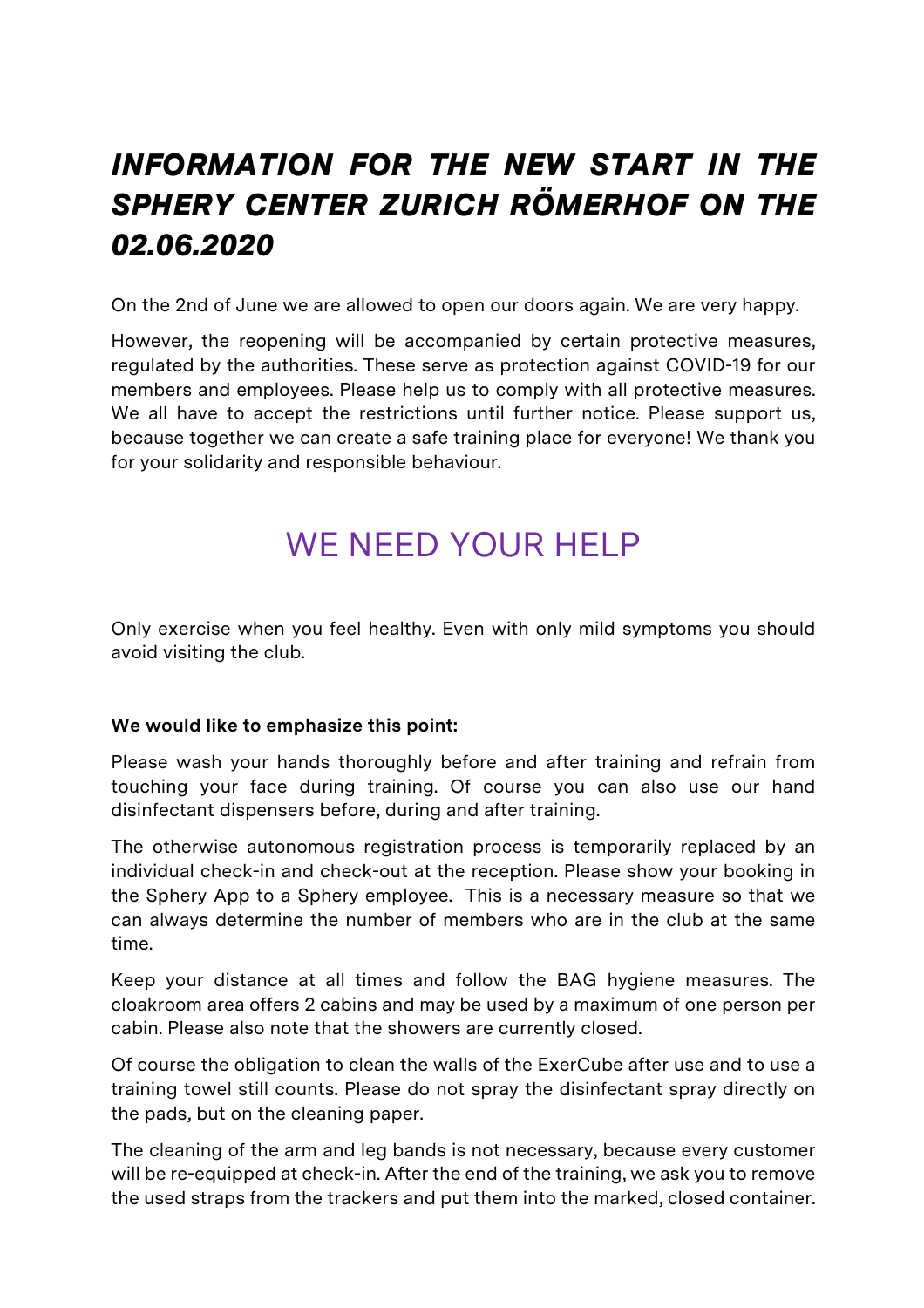# *INFORMATION FOR THE NEW START IN THE SPHERY CENTER ZURICH RÖMERHOF ON THE 02.06.2020*

On the 2nd of June we are allowed to open our doors again. We are very happy.

However, the reopening will be accompanied by certain protective measures, regulated by the authorities. These serve as protection against COVID-19 for our members and employees. Please help us to comply with all protective measures. We all have to accept the restrictions until further notice. Please support us, because together we can create a safe training place for everyone! We thank you for your solidarity and responsible behaviour.

## WE NEED YOUR HELP

Only exercise when you feel healthy. Even with only mild symptoms you should avoid visiting the club.

**We would like to emphasize this point:**

Please wash your hands thoroughly before and after training and refrain from touching your face during training. Of course you can also use our hand disinfectant dispensers before, during and after training.

The otherwise autonomous registration process is temporarily replaced by an individual check-in and check-out at the reception. Please show your booking in the Sphery App to a Sphery employee. This is a necessary measure so that we can always determine the number of members who are in the club at the same time.

Keep your distance at all times and follow the BAG hygiene measures. The cloakroom area offers 2 cabins and may be used by a maximum of one person per cabin. Please also note that the showers are currently closed.

Of course the obligation to clean the walls of the ExerCube after use and to use a training towel still counts. Please do not spray the disinfectant spray directly on the pads, but on the cleaning paper.

The cleaning of the arm and leg bands is not necessary, because every customer will be re-equipped at check-in. After the end of the training, we ask you to remove the used straps from the trackers and put them into the marked, closed container.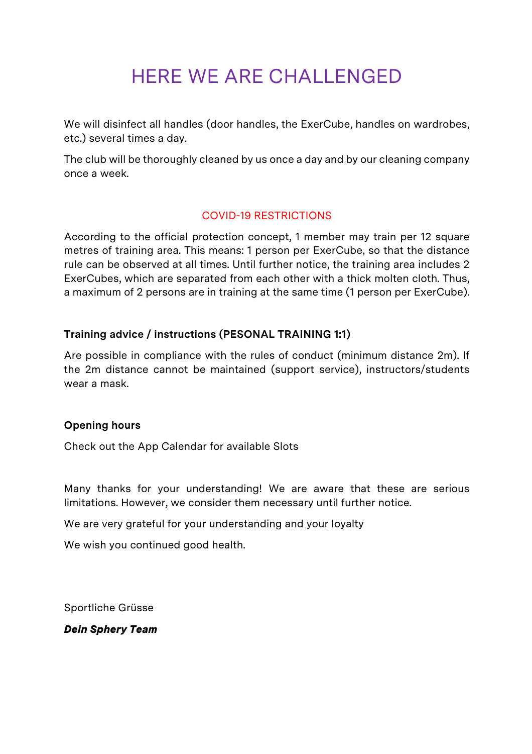# HERE WE ARE CHALLENGED

We will disinfect all handles (door handles, the ExerCube, handles on wardrobes, etc.) several times a day.

The club will be thoroughly cleaned by us once a day and by our cleaning company once a week.

## COVID-19 RESTRICTIONS

According to the official protection concept, 1 member may train per 12 square metres of training area. This means: 1 person per ExerCube, so that the distance rule can be observed at all times. Until further notice, the training area includes 2 ExerCubes, which are separated from each other with a thick molten cloth. Thus, a maximum of 2 persons are in training at the same time (1 person per ExerCube).

**Training advice / instructions (PESONAL TRAINING 1:1)**

Are possible in compliance with the rules of conduct (minimum distance 2m). If the 2m distance cannot be maintained (support service), instructors/students wear a mask.

**Opening hours**

Check out the App Calendar for available Slots

Many thanks for your understanding! We are aware that these are serious limitations. However, we consider them necessary until further notice.

We are very grateful for your understanding and your loyalty

We wish you continued good health.

Sportliche Grüsse

***Dein Sphery Team***